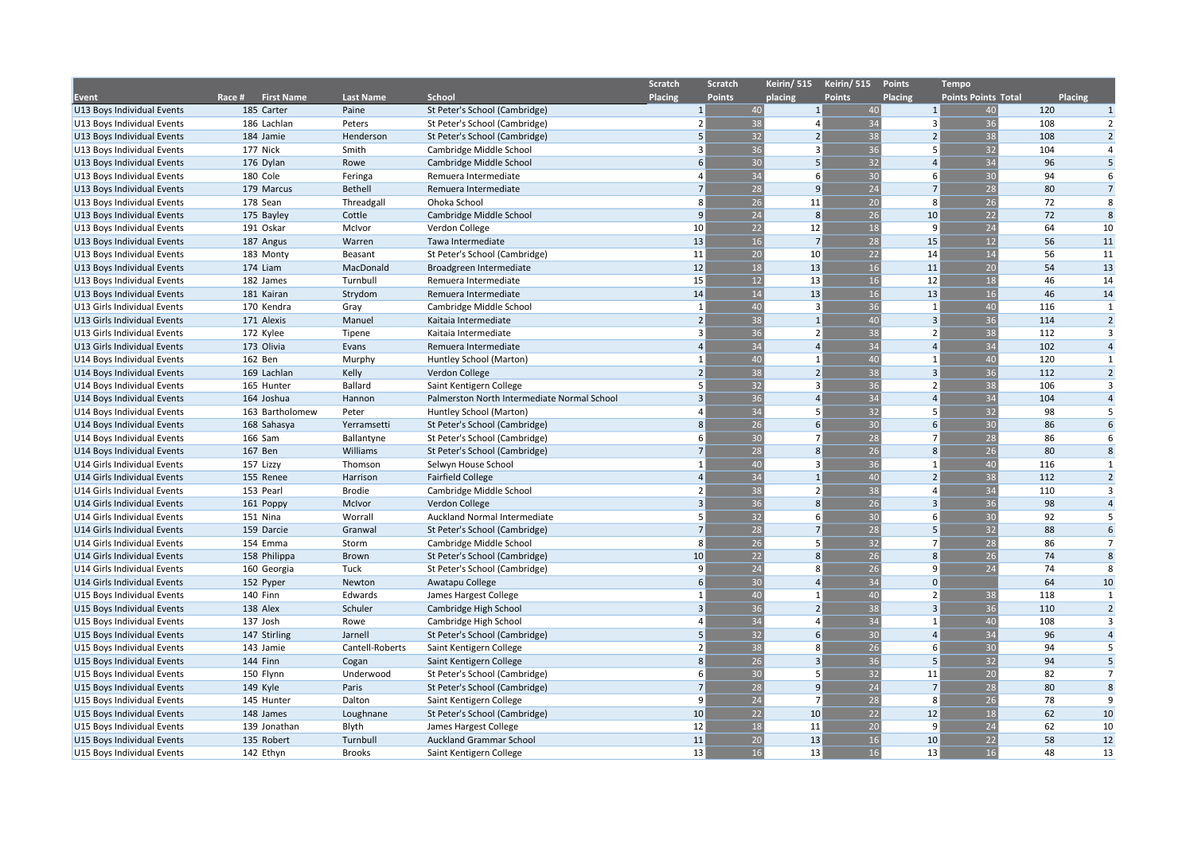| Event | Race # | First Name | Last Name | School | Scratch Placing | Scratch Points | Keirin/ 515 placing | Keirin/ 515 Points | Points Placing | Tempo Points Points | Total | Placing |
|---|---|---|---|---|---|---|---|---|---|---|---|---|
| U13 Boys Individual Events | 185 | Carter | Paine | St Peter's School (Cambridge) | 1 | 40 | 1 | 40 | 1 | 40 | 120 | 1 |
| U13 Boys Individual Events | 186 | Lachlan | Peters | St Peter's School (Cambridge) | 2 | 38 | 4 | 34 | 3 | 36 | 108 | 2 |
| U13 Boys Individual Events | 184 | Jamie | Henderson | St Peter's School (Cambridge) | 5 | 32 | 2 | 38 | 2 | 38 | 108 | 2 |
| U13 Boys Individual Events | 177 | Nick | Smith | Cambridge Middle School | 3 | 36 | 3 | 36 | 5 | 32 | 104 | 4 |
| U13 Boys Individual Events | 176 | Dylan | Rowe | Cambridge Middle School | 6 | 30 | 5 | 32 | 4 | 34 | 96 | 5 |
| U13 Boys Individual Events | 180 | Cole | Feringa | Remuera Intermediate | 4 | 34 | 6 | 30 | 6 | 30 | 94 | 6 |
| U13 Boys Individual Events | 179 | Marcus | Bethell | Remuera Intermediate | 7 | 28 | 9 | 24 | 7 | 28 | 80 | 7 |
| U13 Boys Individual Events | 178 | Sean | Threadgall | Ohoka School | 8 | 26 | 11 | 20 | 8 | 26 | 72 | 8 |
| U13 Boys Individual Events | 175 | Bayley | Cottle | Cambridge Middle School | 9 | 24 | 8 | 26 | 10 | 22 | 72 | 8 |
| U13 Boys Individual Events | 191 | Oskar | McIvor | Verdon College | 10 | 22 | 12 | 18 | 9 | 24 | 64 | 10 |
| U13 Boys Individual Events | 187 | Angus | Warren | Tawa Intermediate | 13 | 16 | 7 | 28 | 15 | 12 | 56 | 11 |
| U13 Boys Individual Events | 183 | Monty | Beasant | St Peter's School (Cambridge) | 11 | 20 | 10 | 22 | 14 | 14 | 56 | 11 |
| U13 Boys Individual Events | 174 | Liam | MacDonald | Broadgreen Intermediate | 12 | 18 | 13 | 16 | 11 | 20 | 54 | 13 |
| U13 Boys Individual Events | 182 | James | Turnbull | Remuera Intermediate | 15 | 12 | 13 | 16 | 12 | 18 | 46 | 14 |
| U13 Boys Individual Events | 181 | Kairan | Strydom | Remuera Intermediate | 14 | 14 | 13 | 16 | 13 | 16 | 46 | 14 |
| U13 Girls Individual Events | 170 | Kendra | Gray | Cambridge Middle School | 1 | 40 | 3 | 36 | 1 | 40 | 116 | 1 |
| U13 Girls Individual Events | 171 | Alexis | Manuel | Kaitaia Intermediate | 2 | 38 | 1 | 40 | 3 | 36 | 114 | 2 |
| U13 Girls Individual Events | 172 | Kylee | Tipene | Kaitaia Intermediate | 3 | 36 | 2 | 38 | 2 | 38 | 112 | 3 |
| U13 Girls Individual Events | 173 | Olivia | Evans | Remuera Intermediate | 4 | 34 | 4 | 34 | 4 | 34 | 102 | 4 |
| U14 Boys Individual Events | 162 | Ben | Murphy | Huntley School (Marton) | 1 | 40 | 1 | 40 | 1 | 40 | 120 | 1 |
| U14 Boys Individual Events | 169 | Lachlan | Kelly | Verdon College | 2 | 38 | 2 | 38 | 3 | 36 | 112 | 2 |
| U14 Boys Individual Events | 165 | Hunter | Ballard | Saint Kentigern College | 5 | 32 | 3 | 36 | 2 | 38 | 106 | 3 |
| U14 Boys Individual Events | 164 | Joshua | Hannon | Palmerston North Intermediate Normal School | 3 | 36 | 4 | 34 | 4 | 34 | 104 | 4 |
| U14 Boys Individual Events | 163 | Bartholomew | Peter | Huntley School (Marton) | 4 | 34 | 5 | 32 | 5 | 32 | 98 | 5 |
| U14 Boys Individual Events | 168 | Sahasya | Yerramsetti | St Peter's School (Cambridge) | 8 | 26 | 6 | 30 | 6 | 30 | 86 | 6 |
| U14 Boys Individual Events | 166 | Sam | Ballantyne | St Peter's School (Cambridge) | 6 | 30 | 7 | 28 | 7 | 28 | 86 | 6 |
| U14 Boys Individual Events | 167 | Ben | Williams | St Peter's School (Cambridge) | 7 | 28 | 8 | 26 | 8 | 26 | 80 | 8 |
| U14 Girls Individual Events | 157 | Lizzy | Thomson | Selwyn House School | 1 | 40 | 3 | 36 | 1 | 40 | 116 | 1 |
| U14 Girls Individual Events | 155 | Renee | Harrison | Fairfield College | 4 | 34 | 1 | 40 | 2 | 38 | 112 | 2 |
| U14 Girls Individual Events | 153 | Pearl | Brodie | Cambridge Middle School | 2 | 38 | 2 | 38 | 4 | 34 | 110 | 3 |
| U14 Girls Individual Events | 161 | Poppy | McIvor | Verdon College | 3 | 36 | 8 | 26 | 3 | 36 | 98 | 4 |
| U14 Girls Individual Events | 151 | Nina | Worrall | Auckland Normal Intermediate | 5 | 32 | 6 | 30 | 6 | 30 | 92 | 5 |
| U14 Girls Individual Events | 159 | Darcie | Granwal | St Peter's School (Cambridge) | 7 | 28 | 7 | 28 | 5 | 32 | 88 | 6 |
| U14 Girls Individual Events | 154 | Emma | Storm | Cambridge Middle School | 8 | 26 | 5 | 32 | 7 | 28 | 86 | 7 |
| U14 Girls Individual Events | 158 | Philippa | Brown | St Peter's School (Cambridge) | 10 | 22 | 8 | 26 | 8 | 26 | 74 | 8 |
| U14 Girls Individual Events | 160 | Georgia | Tuck | St Peter's School (Cambridge) | 9 | 24 | 8 | 26 | 9 | 24 | 74 | 8 |
| U14 Girls Individual Events | 152 | Pyper | Newton | Awatapu College | 6 | 30 | 4 | 34 | 0 | | 64 | 10 |
| U15 Boys Individual Events | 140 | Finn | Edwards | James Hargest College | 1 | 40 | 1 | 40 | 2 | 38 | 118 | 1 |
| U15 Boys Individual Events | 138 | Alex | Schuler | Cambridge High School | 3 | 36 | 2 | 38 | 3 | 36 | 110 | 2 |
| U15 Boys Individual Events | 137 | Josh | Rowe | Cambridge High School | 4 | 34 | 4 | 34 | 1 | 40 | 108 | 3 |
| U15 Boys Individual Events | 147 | Stirling | Jarnell | St Peter's School (Cambridge) | 5 | 32 | 6 | 30 | 4 | 34 | 96 | 4 |
| U15 Boys Individual Events | 143 | Jamie | Cantell-Roberts | Saint Kentigern College | 2 | 38 | 8 | 26 | 6 | 30 | 94 | 5 |
| U15 Boys Individual Events | 144 | Finn | Cogan | Saint Kentigern College | 8 | 26 | 3 | 36 | 5 | 32 | 94 | 5 |
| U15 Boys Individual Events | 150 | Flynn | Underwood | St Peter's School (Cambridge) | 6 | 30 | 5 | 32 | 11 | 20 | 82 | 7 |
| U15 Boys Individual Events | 149 | Kyle | Paris | St Peter's School (Cambridge) | 7 | 28 | 9 | 24 | 7 | 28 | 80 | 8 |
| U15 Boys Individual Events | 145 | Hunter | Dalton | Saint Kentigern College | 9 | 24 | 7 | 28 | 8 | 26 | 78 | 9 |
| U15 Boys Individual Events | 148 | James | Loughnane | St Peter's School (Cambridge) | 10 | 22 | 10 | 22 | 12 | 18 | 62 | 10 |
| U15 Boys Individual Events | 139 | Jonathan | Blyth | James Hargest College | 12 | 18 | 11 | 20 | 9 | 24 | 62 | 10 |
| U15 Boys Individual Events | 135 | Robert | Turnbull | Auckland Grammar School | 11 | 20 | 13 | 16 | 10 | 22 | 58 | 12 |
| U15 Boys Individual Events | 142 | Ethyn | Brooks | Saint Kentigern College | 13 | 16 | 13 | 16 | 13 | 16 | 48 | 13 |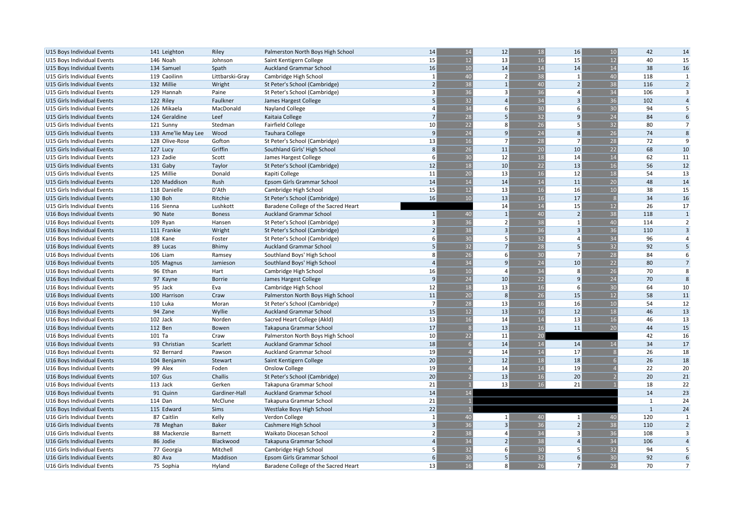| | | | | | | | | | | | |
|---|---|---|---|---|---|---|---|---|---|---|---|
| U15 Boys Individual Events | 141 | Leighton | Riley | Palmerston North Boys High School | 14 | 14 | 12 | 18 | 16 | 10 | 42 | 14 |
| U15 Boys Individual Events | 146 | Noah | Johnson | Saint Kentigern College | 15 | 12 | 13 | 16 | 15 | 12 | 40 | 15 |
| U15 Boys Individual Events | 134 | Samuel | Spath | Auckland Grammar School | 16 | 10 | 14 | 14 | 14 | 14 | 38 | 16 |
| U15 Girls Individual Events | 119 | Caoilinn | Littbarski-Gray | Cambridge High School | 1 | 40 | 2 | 38 | 1 | 40 | 118 | 1 |
| U15 Girls Individual Events | 132 | Millie | Wright | St Peter's School (Cambridge) | 2 | 38 | 1 | 40 | 2 | 38 | 116 | 2 |
| U15 Girls Individual Events | 129 | Hannah | Paine | St Peter's School (Cambridge) | 3 | 36 | 3 | 36 | 4 | 34 | 106 | 3 |
| U15 Girls Individual Events | 122 | Riley | Faulkner | James Hargest College | 5 | 32 | 4 | 34 | 3 | 36 | 102 | 4 |
| U15 Girls Individual Events | 126 | Mikaela | MacDonald | Nayland College | 4 | 34 | 6 | 30 | 6 | 30 | 94 | 5 |
| U15 Girls Individual Events | 124 | Geraldine | Leef | Kaitaia College | 7 | 28 | 5 | 32 | 9 | 24 | 84 | 6 |
| U15 Girls Individual Events | 121 | Sunny | Stedman | Fairfield College | 10 | 22 | 8 | 26 | 5 | 32 | 80 | 7 |
| U15 Girls Individual Events | 133 | Ame'lie May Lee | Wood | Tauhara College | 9 | 24 | 9 | 24 | 8 | 26 | 74 | 8 |
| U15 Girls Individual Events | 128 | Olive-Rose | Gofton | St Peter's School (Cambridge) | 13 | 16 | 7 | 28 | 7 | 28 | 72 | 9 |
| U15 Girls Individual Events | 127 | Lucy | Griffin | Southland Girls' High School | 8 | 26 | 11 | 20 | 10 | 22 | 68 | 10 |
| U15 Girls Individual Events | 123 | Zadie | Scott | James Hargest College | 6 | 30 | 12 | 18 | 14 | 14 | 62 | 11 |
| U15 Girls Individual Events | 131 | Gaby | Taylor | St Peter's School (Cambridge) | 12 | 18 | 10 | 22 | 13 | 16 | 56 | 12 |
| U15 Girls Individual Events | 125 | Millie | Donald | Kapiti College | 11 | 20 | 13 | 16 | 12 | 18 | 54 | 13 |
| U15 Girls Individual Events | 120 | Maddison | Rush | Epsom Girls Grammar School | 14 | 14 | 14 | 14 | 11 | 20 | 48 | 14 |
| U15 Girls Individual Events | 118 | Danielle | D'Ath | Cambridge High School | 15 | 12 | 13 | 16 | 16 | 10 | 38 | 15 |
| U15 Girls Individual Events | 130 | Boh | Ritchie | St Peter's School (Cambridge) | 16 | 10 | 13 | 16 | 17 | 8 | 34 | 16 |
| U15 Girls Individual Events | 116 | Sienna | Lushkott | Baradene College of the Sacred Heart | | | 14 | 14 | 15 | 12 | 26 | 17 |
| U16 Boys Individual Events | 90 | Nate | Boness | Auckland Grammar School | 1 | 40 | 1 | 40 | 2 | 38 | 118 | 1 |
| U16 Boys Individual Events | 109 | Ryan | Hansen | St Peter's School (Cambridge) | 3 | 36 | 2 | 38 | 1 | 40 | 114 | 2 |
| U16 Boys Individual Events | 111 | Frankie | Wright | St Peter's School (Cambridge) | 2 | 38 | 3 | 36 | 3 | 36 | 110 | 3 |
| U16 Boys Individual Events | 108 | Kane | Foster | St Peter's School (Cambridge) | 6 | 30 | 5 | 32 | 4 | 34 | 96 | 4 |
| U16 Boys Individual Events | 89 | Lucas | Bhimy | Auckland Grammar School | 5 | 32 | 7 | 28 | 5 | 32 | 92 | 5 |
| U16 Boys Individual Events | 106 | Liam | Ramsey | Southland Boys' High School | 8 | 26 | 6 | 30 | 7 | 28 | 84 | 6 |
| U16 Boys Individual Events | 105 | Magnus | Jamieson | Southland Boys' High School | 4 | 34 | 9 | 24 | 10 | 22 | 80 | 7 |
| U16 Boys Individual Events | 96 | Ethan | Hart | Cambridge High School | 16 | 10 | 4 | 34 | 8 | 26 | 70 | 8 |
| U16 Boys Individual Events | 97 | Kayne | Borrie | James Hargest College | 9 | 24 | 10 | 22 | 9 | 24 | 70 | 8 |
| U16 Boys Individual Events | 95 | Jack | Eva | Cambridge High School | 12 | 18 | 13 | 16 | 6 | 30 | 64 | 10 |
| U16 Boys Individual Events | 100 | Harrison | Craw | Palmerston North Boys High School | 11 | 20 | 8 | 26 | 15 | 12 | 58 | 11 |
| U16 Boys Individual Events | 110 | Luka | Moran | St Peter's School (Cambridge) | 7 | 28 | 13 | 16 | 16 | 10 | 54 | 12 |
| U16 Boys Individual Events | 94 | Zane | Wyllie | Auckland Grammar School | 15 | 12 | 13 | 16 | 12 | 18 | 46 | 13 |
| U16 Boys Individual Events | 102 | Jack | Norden | Sacred Heart College (Akld) | 13 | 16 | 14 | 14 | 13 | 16 | 46 | 13 |
| U16 Boys Individual Events | 112 | Ben | Bowen | Takapuna Grammar School | 17 | 8 | 13 | 16 | 11 | 20 | 44 | 15 |
| U16 Boys Individual Events | 101 | Ta | Craw | Palmerston North Boys High School | 10 | 22 | 11 | 20 | | | 42 | 16 |
| U16 Boys Individual Events | 93 | Christian | Scarlett | Auckland Grammar School | 18 | 6 | 14 | 14 | 14 | 14 | 34 | 17 |
| U16 Boys Individual Events | 92 | Bernard | Pawson | Auckland Grammar School | 19 | 4 | 14 | 14 | 17 | 8 | 26 | 18 |
| U16 Boys Individual Events | 104 | Benjamin | Stewart | Saint Kentigern College | 20 | 2 | 12 | 18 | 18 | 6 | 26 | 18 |
| U16 Boys Individual Events | 99 | Alex | Foden | Onslow College | 19 | 4 | 14 | 14 | 19 | 4 | 22 | 20 |
| U16 Boys Individual Events | 107 | Gus | Challis | St Peter's School (Cambridge) | 20 | 2 | 13 | 16 | 20 | 2 | 20 | 21 |
| U16 Boys Individual Events | 113 | Jack | Gerken | Takapuna Grammar School | 21 | 1 | 13 | 16 | 21 | 1 | 18 | 22 |
| U16 Boys Individual Events | 91 | Quinn | Gardiner-Hall | Auckland Grammar School | 14 | 14 | | | | | 14 | 23 |
| U16 Boys Individual Events | 114 | Dan | McClune | Takapuna Grammar School | 21 | 1 | | | | | 1 | 24 |
| U16 Boys Individual Events | 115 | Edward | Sims | Westlake Boys High School | 22 | 1 | | | | | 1 | 24 |
| U16 Girls Individual Events | 87 | Caitlin | Kelly | Verdon College | 1 | 40 | 1 | 40 | 1 | 40 | 120 | 1 |
| U16 Girls Individual Events | 78 | Meghan | Baker | Cashmere High School | 3 | 36 | 3 | 36 | 2 | 38 | 110 | 2 |
| U16 Girls Individual Events | 88 | Mackenzie | Barnett | Waikato Diocesan School | 2 | 38 | 4 | 34 | 3 | 36 | 108 | 3 |
| U16 Girls Individual Events | 86 | Jodie | Blackwood | Takapuna Grammar School | 4 | 34 | 2 | 38 | 4 | 34 | 106 | 4 |
| U16 Girls Individual Events | 77 | Georgia | Mitchell | Cambridge High School | 5 | 32 | 6 | 30 | 5 | 32 | 94 | 5 |
| U16 Girls Individual Events | 80 | Ava | Maddison | Epsom Girls Grammar School | 6 | 30 | 5 | 32 | 6 | 30 | 92 | 6 |
| U16 Girls Individual Events | 75 | Sophia | Hyland | Baradene College of the Sacred Heart | 13 | 16 | 8 | 26 | 7 | 28 | 70 | 7 |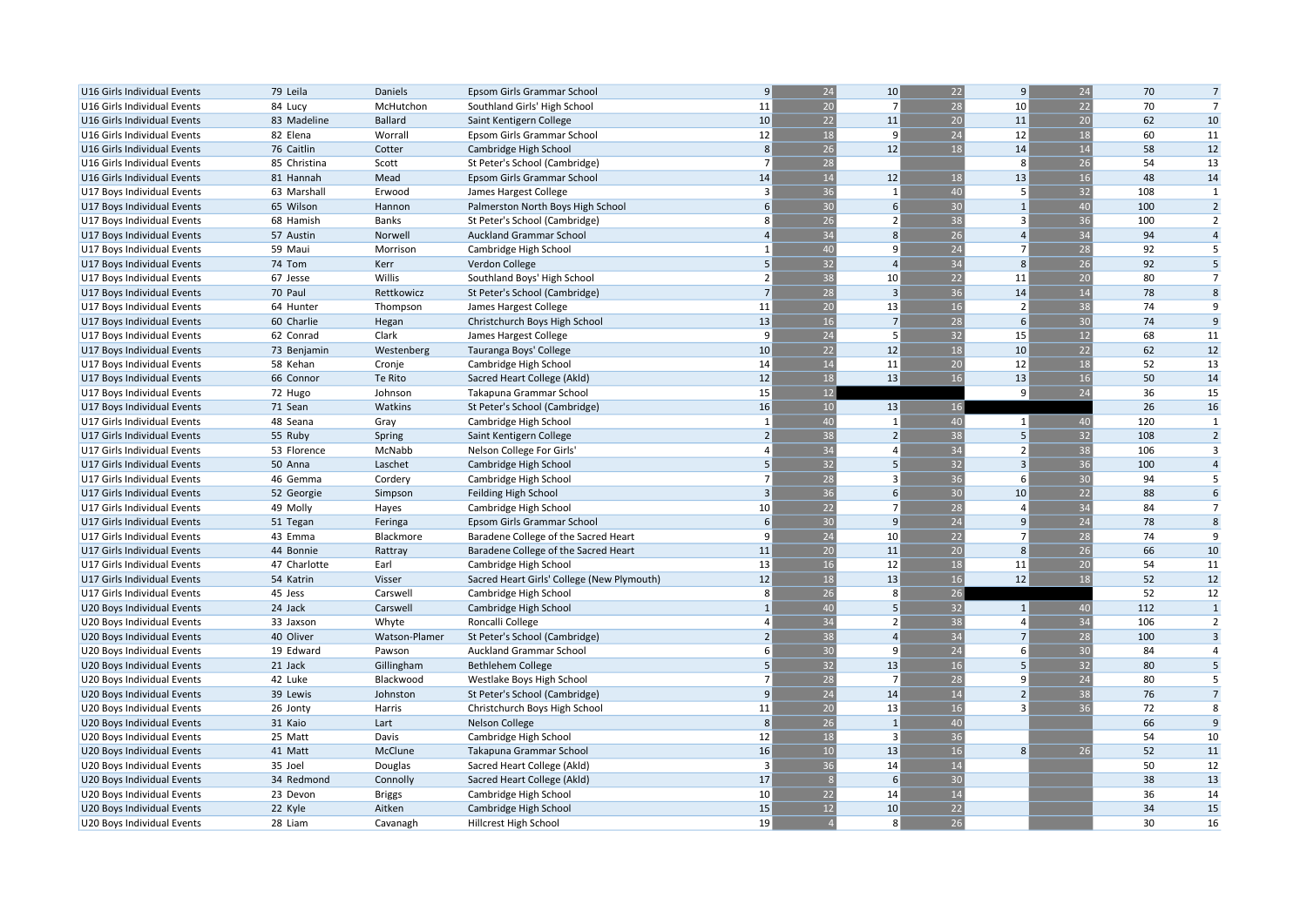| | | | | | | | | | | | |
|---|---|---|---|---|---|---|---|---|---|---|---|
| U16 Girls Individual Events | 79 Leila | Daniels | Epsom Girls Grammar School | 9 | 24 | 10 | 22 | 9 | 24 | 70 | 7 |
| U16 Girls Individual Events | 84 Lucy | McHutchon | Southland Girls' High School | 11 | 20 | 7 | 28 | 10 | 22 | 70 | 7 |
| U16 Girls Individual Events | 83 Madeline | Ballard | Saint Kentigern College | 10 | 22 | 11 | 20 | 11 | 20 | 62 | 10 |
| U16 Girls Individual Events | 82 Elena | Worrall | Epsom Girls Grammar School | 12 | 18 | 9 | 24 | 12 | 18 | 60 | 11 |
| U16 Girls Individual Events | 76 Caitlin | Cotter | Cambridge High School | 8 | 26 | 12 | 18 | 14 | 14 | 58 | 12 |
| U16 Girls Individual Events | 85 Christina | Scott | St Peter's School (Cambridge) | 7 | 28 | | | 8 | 26 | 54 | 13 |
| U16 Girls Individual Events | 81 Hannah | Mead | Epsom Girls Grammar School | 14 | 14 | 12 | 18 | 13 | 16 | 48 | 14 |
| U17 Boys Individual Events | 63 Marshall | Erwood | James Hargest College | 3 | 36 | 1 | 40 | 5 | 32 | 108 | 1 |
| U17 Boys Individual Events | 65 Wilson | Hannon | Palmerston North Boys High School | 6 | 30 | 6 | 30 | 1 | 40 | 100 | 2 |
| U17 Boys Individual Events | 68 Hamish | Banks | St Peter's School (Cambridge) | 8 | 26 | 2 | 38 | 3 | 36 | 100 | 2 |
| U17 Boys Individual Events | 57 Austin | Norwell | Auckland Grammar School | 4 | 34 | 8 | 26 | 4 | 34 | 94 | 4 |
| U17 Boys Individual Events | 59 Maui | Morrison | Cambridge High School | 1 | 40 | 9 | 24 | 7 | 28 | 92 | 5 |
| U17 Boys Individual Events | 74 Tom | Kerr | Verdon College | 5 | 32 | 4 | 34 | 8 | 26 | 92 | 5 |
| U17 Boys Individual Events | 67 Jesse | Willis | Southland Boys' High School | 2 | 38 | 10 | 22 | 11 | 20 | 80 | 7 |
| U17 Boys Individual Events | 70 Paul | Rettkowicz | St Peter's School (Cambridge) | 7 | 28 | 3 | 36 | 14 | 14 | 78 | 8 |
| U17 Boys Individual Events | 64 Hunter | Thompson | James Hargest College | 11 | 20 | 13 | 16 | 2 | 38 | 74 | 9 |
| U17 Boys Individual Events | 60 Charlie | Hegan | Christchurch Boys High School | 13 | 16 | 7 | 28 | 6 | 30 | 74 | 9 |
| U17 Boys Individual Events | 62 Conrad | Clark | James Hargest College | 9 | 24 | 5 | 32 | 15 | 12 | 68 | 11 |
| U17 Boys Individual Events | 73 Benjamin | Westenberg | Tauranga Boys' College | 10 | 22 | 12 | 18 | 10 | 22 | 62 | 12 |
| U17 Boys Individual Events | 58 Kehan | Cronje | Cambridge High School | 14 | 14 | 11 | 20 | 12 | 18 | 52 | 13 |
| U17 Boys Individual Events | 66 Connor | Te Rito | Sacred Heart College (Akld) | 12 | 18 | 13 | 16 | 13 | 16 | 50 | 14 |
| U17 Boys Individual Events | 72 Hugo | Johnson | Takapuna Grammar School | 15 | 12 | | | 9 | 24 | 36 | 15 |
| U17 Boys Individual Events | 71 Sean | Watkins | St Peter's School (Cambridge) | 16 | 10 | 13 | 16 | | | 26 | 16 |
| U17 Girls Individual Events | 48 Seana | Gray | Cambridge High School | 1 | 40 | 1 | 40 | 1 | 40 | 120 | 1 |
| U17 Girls Individual Events | 55 Ruby | Spring | Saint Kentigern College | 2 | 38 | 2 | 38 | 5 | 32 | 108 | 2 |
| U17 Girls Individual Events | 53 Florence | McNabb | Nelson College For Girls' | 4 | 34 | 4 | 34 | 2 | 38 | 106 | 3 |
| U17 Girls Individual Events | 50 Anna | Laschet | Cambridge High School | 5 | 32 | 5 | 32 | 3 | 36 | 100 | 4 |
| U17 Girls Individual Events | 46 Gemma | Cordery | Cambridge High School | 7 | 28 | 3 | 36 | 6 | 30 | 94 | 5 |
| U17 Girls Individual Events | 52 Georgie | Simpson | Feilding High School | 3 | 36 | 6 | 30 | 10 | 22 | 88 | 6 |
| U17 Girls Individual Events | 49 Molly | Hayes | Cambridge High School | 10 | 22 | 7 | 28 | 4 | 34 | 84 | 7 |
| U17 Girls Individual Events | 51 Tegan | Feringa | Epsom Girls Grammar School | 6 | 30 | 9 | 24 | 9 | 24 | 78 | 8 |
| U17 Girls Individual Events | 43 Emma | Blackmore | Baradene College of the Sacred Heart | 9 | 24 | 10 | 22 | 7 | 28 | 74 | 9 |
| U17 Girls Individual Events | 44 Bonnie | Rattray | Baradene College of the Sacred Heart | 11 | 20 | 11 | 20 | 8 | 26 | 66 | 10 |
| U17 Girls Individual Events | 47 Charlotte | Earl | Cambridge High School | 13 | 16 | 12 | 18 | 11 | 20 | 54 | 11 |
| U17 Girls Individual Events | 54 Katrin | Visser | Sacred Heart Girls' College (New Plymouth) | 12 | 18 | 13 | 16 | 12 | 18 | 52 | 12 |
| U17 Girls Individual Events | 45 Jess | Carswell | Cambridge High School | 8 | 26 | 8 | 26 | | | 52 | 12 |
| U20 Boys Individual Events | 24 Jack | Carswell | Cambridge High School | 1 | 40 | 5 | 32 | 1 | 40 | 112 | 1 |
| U20 Boys Individual Events | 33 Jaxson | Whyte | Roncalli College | 4 | 34 | 2 | 38 | 4 | 34 | 106 | 2 |
| U20 Boys Individual Events | 40 Oliver | Watson-Plamer | St Peter's School (Cambridge) | 2 | 38 | 4 | 34 | 7 | 28 | 100 | 3 |
| U20 Boys Individual Events | 19 Edward | Pawson | Auckland Grammar School | 6 | 30 | 9 | 24 | 6 | 30 | 84 | 4 |
| U20 Boys Individual Events | 21 Jack | Gillingham | Bethlehem College | 5 | 32 | 13 | 16 | 5 | 32 | 80 | 5 |
| U20 Boys Individual Events | 42 Luke | Blackwood | Westlake Boys High School | 7 | 28 | 7 | 28 | 9 | 24 | 80 | 5 |
| U20 Boys Individual Events | 39 Lewis | Johnston | St Peter's School (Cambridge) | 9 | 24 | 14 | 14 | 2 | 38 | 76 | 7 |
| U20 Boys Individual Events | 26 Jonty | Harris | Christchurch Boys High School | 11 | 20 | 13 | 16 | 3 | 36 | 72 | 8 |
| U20 Boys Individual Events | 31 Kaio | Lart | Nelson College | 8 | 26 | 1 | 40 | | | 66 | 9 |
| U20 Boys Individual Events | 25 Matt | Davis | Cambridge High School | 12 | 18 | 3 | 36 | | | 54 | 10 |
| U20 Boys Individual Events | 41 Matt | McClune | Takapuna Grammar School | 16 | 10 | 13 | 16 | 8 | 26 | 52 | 11 |
| U20 Boys Individual Events | 35 Joel | Douglas | Sacred Heart College (Akld) | 3 | 36 | 14 | 14 | | | 50 | 12 |
| U20 Boys Individual Events | 34 Redmond | Connolly | Sacred Heart College (Akld) | 17 | 8 | 6 | 30 | | | 38 | 13 |
| U20 Boys Individual Events | 23 Devon | Briggs | Cambridge High School | 10 | 22 | 14 | 14 | | | 36 | 14 |
| U20 Boys Individual Events | 22 Kyle | Aitken | Cambridge High School | 15 | 12 | 10 | 22 | | | 34 | 15 |
| U20 Boys Individual Events | 28 Liam | Cavanagh | Hillcrest High School | 19 | 4 | 8 | 26 | | | 30 | 16 |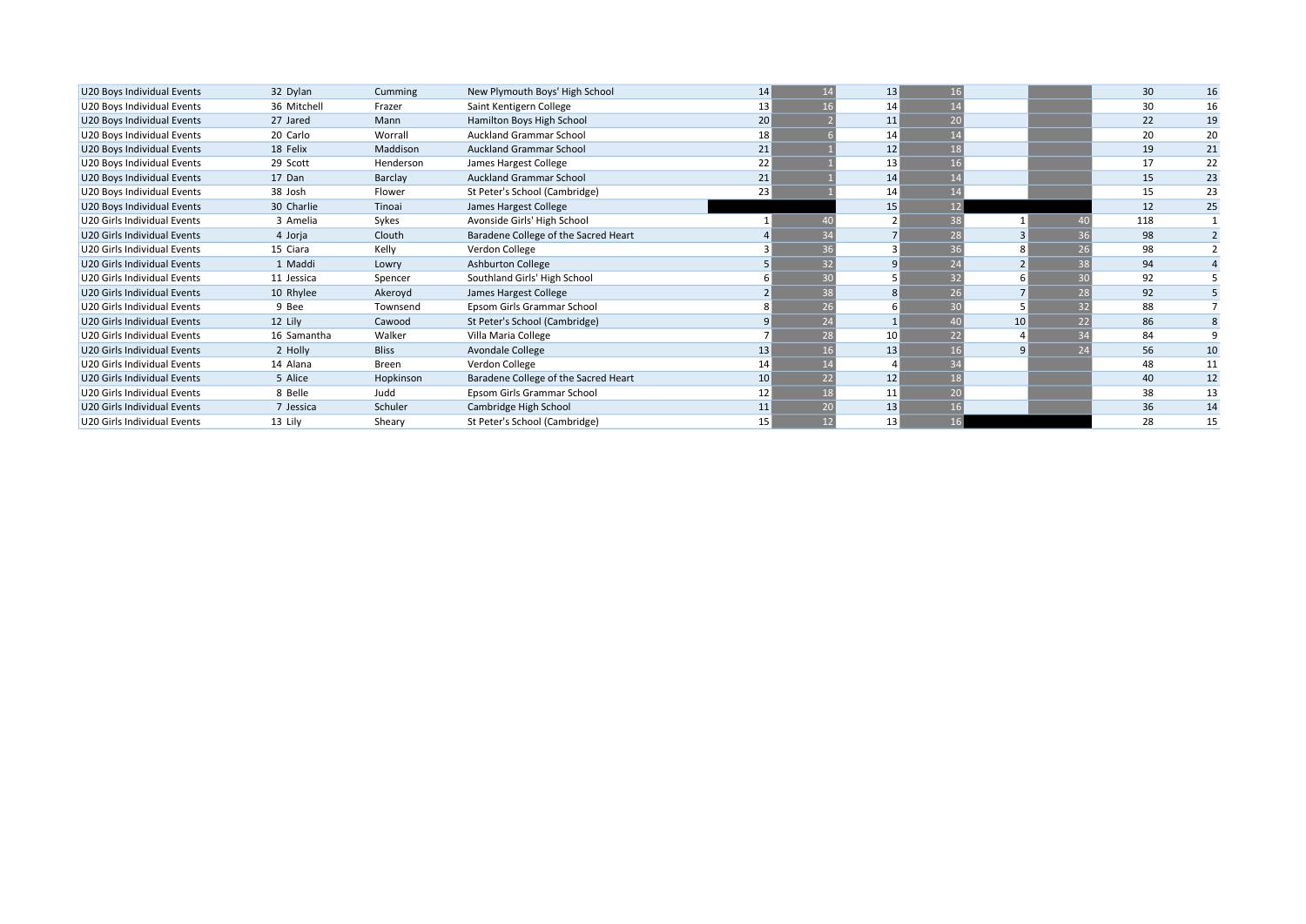| | | | | | | | | | | | |
|---|---|---|---|---|---|---|---|---|---|---|---|
| U20 Boys Individual Events | 32 | Dylan | Cumming | New Plymouth Boys' High School | 14 | 14 | 13 | 16 | | | 30 | 16 |
| U20 Boys Individual Events | 36 | Mitchell | Frazer | Saint Kentigern College | 13 | 16 | 14 | 14 | | | 30 | 16 |
| U20 Boys Individual Events | 27 | Jared | Mann | Hamilton Boys High School | 20 | 2 | 11 | 20 | | | 22 | 19 |
| U20 Boys Individual Events | 20 | Carlo | Worrall | Auckland Grammar School | 18 | 6 | 14 | 14 | | | 20 | 20 |
| U20 Boys Individual Events | 18 | Felix | Maddison | Auckland Grammar School | 21 | 1 | 12 | 18 | | | 19 | 21 |
| U20 Boys Individual Events | 29 | Scott | Henderson | James Hargest College | 22 | 1 | 13 | 16 | | | 17 | 22 |
| U20 Boys Individual Events | 17 | Dan | Barclay | Auckland Grammar School | 21 | 1 | 14 | 14 | | | 15 | 23 |
| U20 Boys Individual Events | 38 | Josh | Flower | St Peter's School (Cambridge) | 23 | 1 | 14 | 14 | | | 15 | 23 |
| U20 Boys Individual Events | 30 | Charlie | Tinoai | James Hargest College | | | 15 | 12 | | | 12 | 25 |
| U20 Girls Individual Events | 3 | Amelia | Sykes | Avonside Girls' High School | 1 | 40 | 2 | 38 | 1 | 40 | 118 | 1 |
| U20 Girls Individual Events | 4 | Jorja | Clouth | Baradene College of the Sacred Heart | 4 | 34 | 7 | 28 | 3 | 36 | 98 | 2 |
| U20 Girls Individual Events | 15 | Ciara | Kelly | Verdon College | 3 | 36 | 3 | 36 | 8 | 26 | 98 | 2 |
| U20 Girls Individual Events | 1 | Maddi | Lowry | Ashburton College | 5 | 32 | 9 | 24 | 2 | 38 | 94 | 4 |
| U20 Girls Individual Events | 11 | Jessica | Spencer | Southland Girls' High School | 6 | 30 | 5 | 32 | 6 | 30 | 92 | 5 |
| U20 Girls Individual Events | 10 | Rhylee | Akeroyd | James Hargest College | 2 | 38 | 8 | 26 | 7 | 28 | 92 | 5 |
| U20 Girls Individual Events | 9 | Bee | Townsend | Epsom Girls Grammar School | 8 | 26 | 6 | 30 | 5 | 32 | 88 | 7 |
| U20 Girls Individual Events | 12 | Lily | Cawood | St Peter's School (Cambridge) | 9 | 24 | 1 | 40 | 10 | 22 | 86 | 8 |
| U20 Girls Individual Events | 16 | Samantha | Walker | Villa Maria College | 7 | 28 | 10 | 22 | 4 | 34 | 84 | 9 |
| U20 Girls Individual Events | 2 | Holly | Bliss | Avondale College | 13 | 16 | 13 | 16 | 9 | 24 | 56 | 10 |
| U20 Girls Individual Events | 14 | Alana | Breen | Verdon College | 14 | 14 | 4 | 34 | | | 48 | 11 |
| U20 Girls Individual Events | 5 | Alice | Hopkinson | Baradene College of the Sacred Heart | 10 | 22 | 12 | 18 | | | 40 | 12 |
| U20 Girls Individual Events | 8 | Belle | Judd | Epsom Girls Grammar School | 12 | 18 | 11 | 20 | | | 38 | 13 |
| U20 Girls Individual Events | 7 | Jessica | Schuler | Cambridge High School | 11 | 20 | 13 | 16 | | | 36 | 14 |
| U20 Girls Individual Events | 13 | Lily | Sheary | St Peter's School (Cambridge) | 15 | 12 | 13 | 16 | | | 28 | 15 |